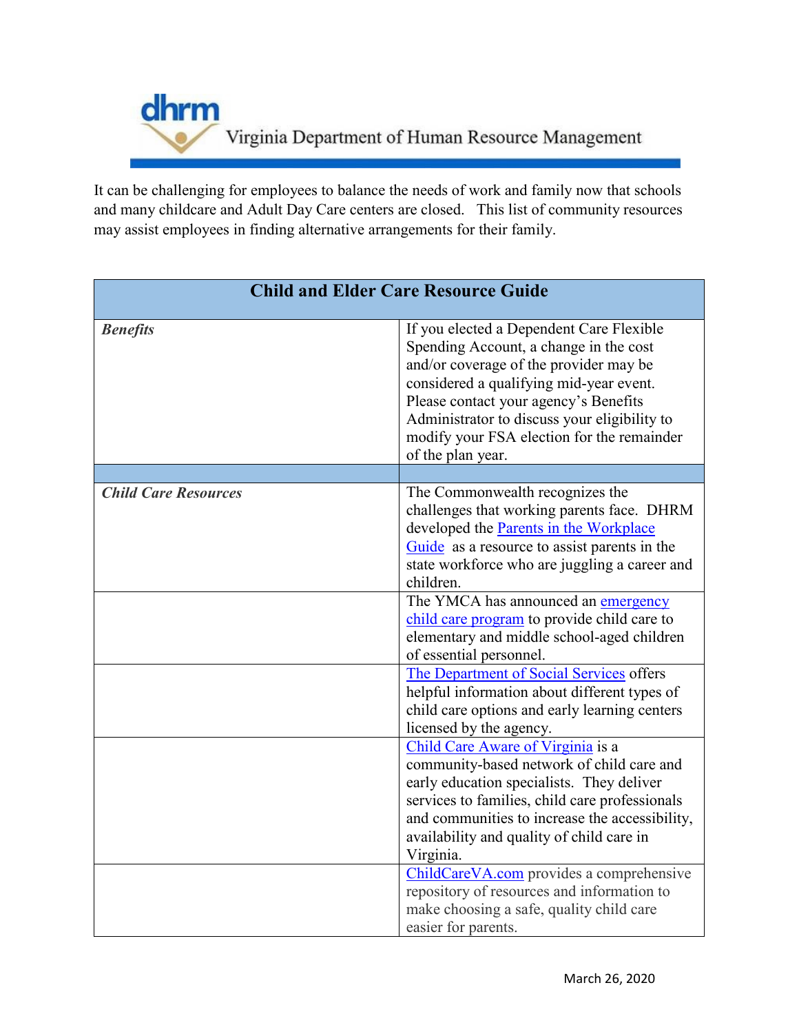# dhrm Virginia Department of Human Resource Management

It can be challenging for employees to balance the needs of work and family now that schools and many childcare and Adult Day Care centers are closed. This list of community resources may assist employees in finding alternative arrangements for their family.

| Child and Elder Care Resource Guide | |
|---|---|
| ***Benefits*** | If you elected a Dependent Care Flexible Spending Account, a change in the cost and/or coverage of the provider may be considered a qualifying mid-year event. Please contact your agency's Benefits Administrator to discuss your eligibility to modify your FSA election for the remainder of the plan year. |
| | |
| ***Child Care Resources*** | The Commonwealth recognizes the challenges that working parents face. DHRM developed the Parents in the Workplace Guide as a resource to assist parents in the state workforce who are juggling a career and children. |
| | The YMCA has announced an emergency child care program to provide child care to elementary and middle school-aged children of essential personnel. |
| | The Department of Social Services offers helpful information about different types of child care options and early learning centers licensed by the agency. |
| | Child Care Aware of Virginia is a community-based network of child care and early education specialists. They deliver services to families, child care professionals and communities to increase the accessibility, availability and quality of child care in Virginia. |
| | ChildCareVA.com provides a comprehensive repository of resources and information to make choosing a safe, quality child care easier for parents. |

March 26, 2020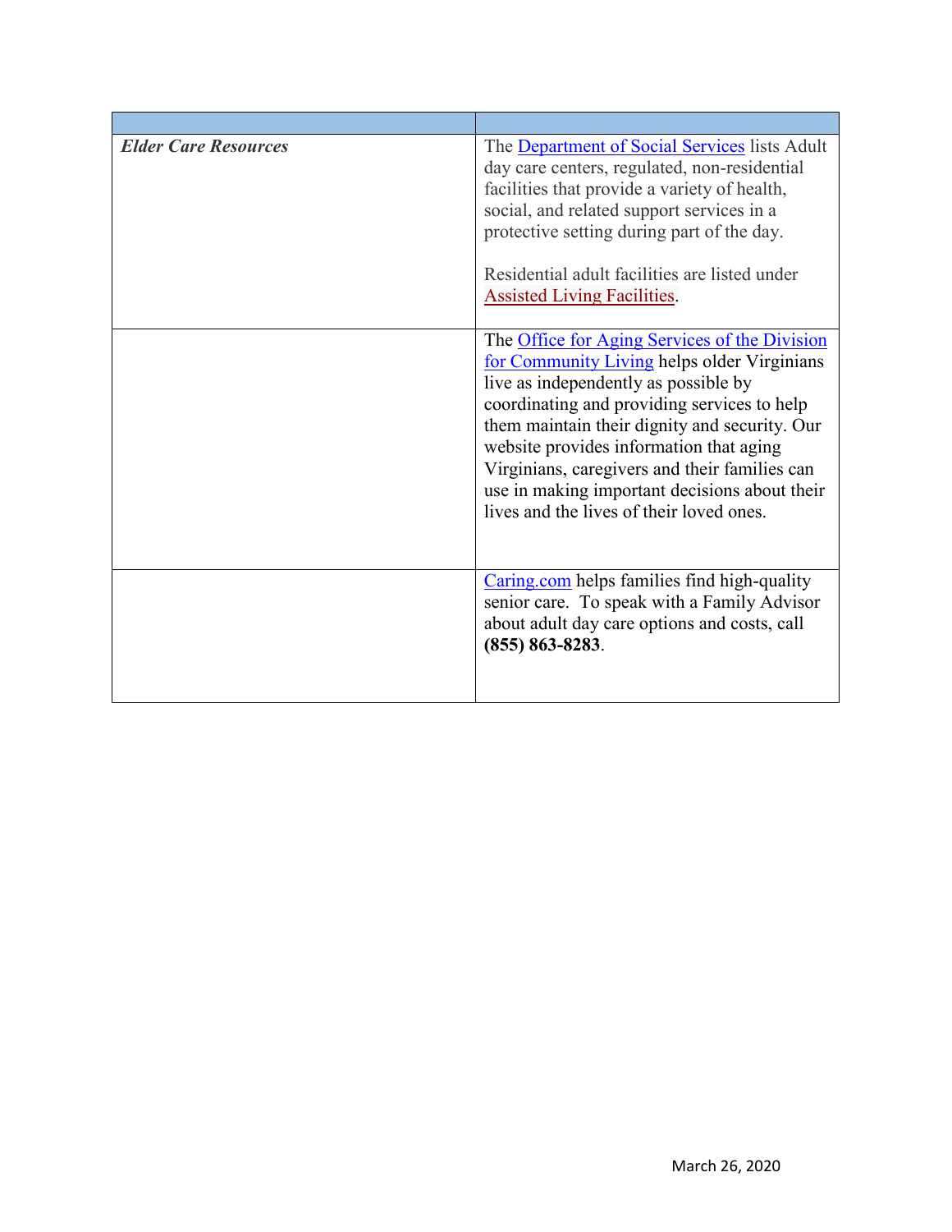| | |
|---|---|
| ***Elder Care Resources*** | The Department of Social Services lists Adult day care centers, regulated, non-residential facilities that provide a variety of health, social, and related support services in a protective setting during part of the day.<br><br>Residential adult facilities are listed under Assisted Living Facilities. |
| | The Office for Aging Services of the Division for Community Living helps older Virginians live as independently as possible by coordinating and providing services to help them maintain their dignity and security. Our website provides information that aging Virginians, caregivers and their families can use in making important decisions about their lives and the lives of their loved ones. |
| | Caring.com helps families find high-quality senior care. To speak with a Family Advisor about adult day care options and costs, call **(855) 863-8283**. |

March 26, 2020